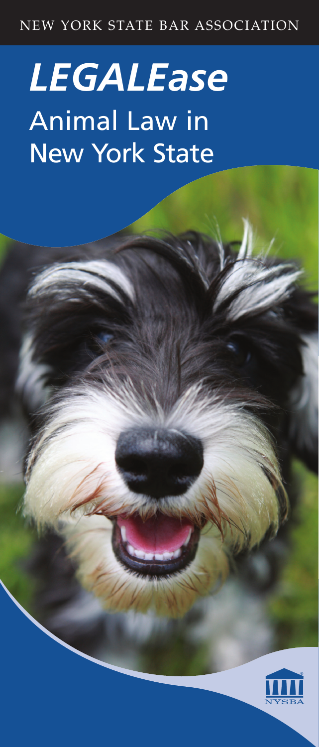NEW YORK STATE BAR ASSOCIATION

# *LEGALEase*

## Animal Law in New York State

NYSBA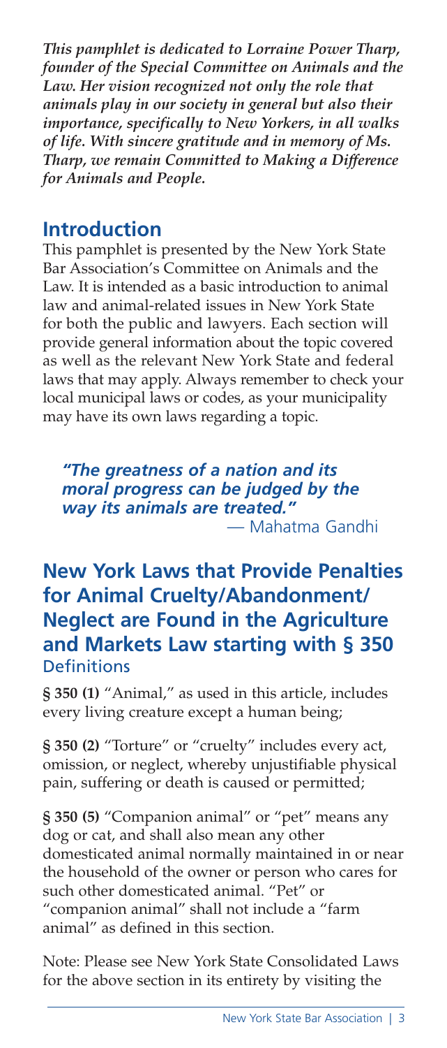***This pamphlet is dedicated to Lorraine Power Tharp, founder of the Special Committee on Animals and the Law. Her vision recognized not only the role that animals play in our society in general but also their importance, specifically to New Yorkers, in all walks of life. With sincere gratitude and in memory of Ms. Tharp, we remain Committed to Making a Difference for Animals and People.***

## Introduction

This pamphlet is presented by the New York State Bar Association's Committee on Animals and the Law. It is intended as a basic introduction to animal law and animal-related issues in New York State for both the public and lawyers. Each section will provide general information about the topic covered as well as the relevant New York State and federal laws that may apply. Always remember to check your local municipal laws or codes, as your municipality may have its own laws regarding a topic.

> ***"The greatness of a nation and its moral progress can be judged by the way its animals are treated."***
>
> *— Mahatma Gandhi*

## New York Laws that Provide Penalties for Animal Cruelty/Abandonment/Neglect are Found in the Agriculture and Markets Law starting with § 350

### Definitions

**§ 350 (1)** "Animal," as used in this article, includes every living creature except a human being;

**§ 350 (2)** "Torture" or "cruelty" includes every act, omission, or neglect, whereby unjustifiable physical pain, suffering or death is caused or permitted;

**§ 350 (5)** "Companion animal" or "pet" means any dog or cat, and shall also mean any other domesticated animal normally maintained in or near the household of the owner or person who cares for such other domesticated animal. "Pet" or "companion animal" shall not include a "farm animal" as defined in this section.

Note: Please see New York State Consolidated Laws for the above section in its entirety by visiting the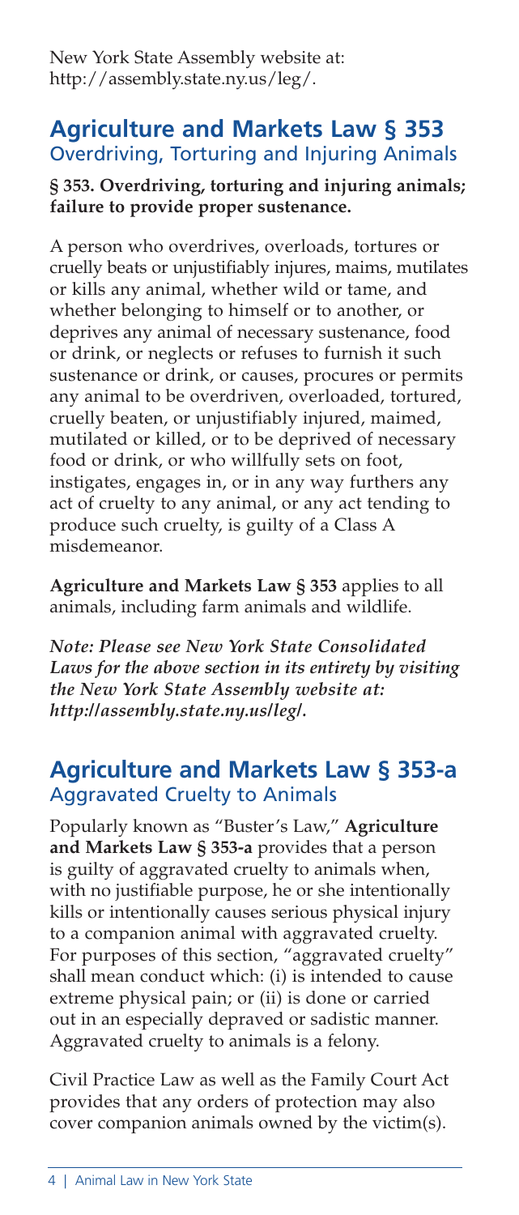New York State Assembly website at: http://assembly.state.ny.us/leg/.

## Agriculture and Markets Law § 353
### Overdriving, Torturing and Injuring Animals

**§ 353. Overdriving, torturing and injuring animals; failure to provide proper sustenance.**

A person who overdrives, overloads, tortures or cruelly beats or unjustifiably injures, maims, mutilates or kills any animal, whether wild or tame, and whether belonging to himself or to another, or deprives any animal of necessary sustenance, food or drink, or neglects or refuses to furnish it such sustenance or drink, or causes, procures or permits any animal to be overdriven, overloaded, tortured, cruelly beaten, or unjustifiably injured, maimed, mutilated or killed, or to be deprived of necessary food or drink, or who willfully sets on foot, instigates, engages in, or in any way furthers any act of cruelty to any animal, or any act tending to produce such cruelty, is guilty of a Class A misdemeanor.

**Agriculture and Markets Law § 353** applies to all animals, including farm animals and wildlife.

***Note: Please see New York State Consolidated Laws for the above section in its entirety by visiting the New York State Assembly website at: http://assembly.state.ny.us/leg/.***

## Agriculture and Markets Law § 353-a
### Aggravated Cruelty to Animals

Popularly known as "Buster's Law," **Agriculture and Markets Law § 353-a** provides that a person is guilty of aggravated cruelty to animals when, with no justifiable purpose, he or she intentionally kills or intentionally causes serious physical injury to a companion animal with aggravated cruelty. For purposes of this section, "aggravated cruelty" shall mean conduct which: (i) is intended to cause extreme physical pain; or (ii) is done or carried out in an especially depraved or sadistic manner. Aggravated cruelty to animals is a felony.

Civil Practice Law as well as the Family Court Act provides that any orders of protection may also cover companion animals owned by the victim(s).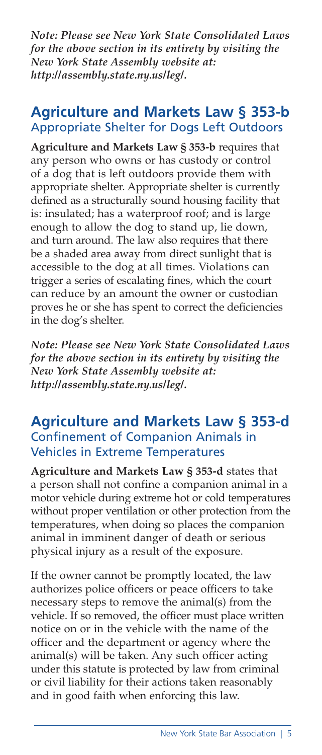*Note: Please see New York State Consolidated Laws for the above section in its entirety by visiting the New York State Assembly website at: http://assembly.state.ny.us/leg/.*

## Agriculture and Markets Law § 353-b
### Appropriate Shelter for Dogs Left Outdoors

**Agriculture and Markets Law § 353-b** requires that any person who owns or has custody or control of a dog that is left outdoors provide them with appropriate shelter. Appropriate shelter is currently defined as a structurally sound housing facility that is: insulated; has a waterproof roof; and is large enough to allow the dog to stand up, lie down, and turn around. The law also requires that there be a shaded area away from direct sunlight that is accessible to the dog at all times. Violations can trigger a series of escalating fines, which the court can reduce by an amount the owner or custodian proves he or she has spent to correct the deficiencies in the dog's shelter.

*Note: Please see New York State Consolidated Laws for the above section in its entirety by visiting the New York State Assembly website at: http://assembly.state.ny.us/leg/.*

## Agriculture and Markets Law § 353-d
### Confinement of Companion Animals in Vehicles in Extreme Temperatures

**Agriculture and Markets Law § 353-d** states that a person shall not confine a companion animal in a motor vehicle during extreme hot or cold temperatures without proper ventilation or other protection from the temperatures, when doing so places the companion animal in imminent danger of death or serious physical injury as a result of the exposure.

If the owner cannot be promptly located, the law authorizes police officers or peace officers to take necessary steps to remove the animal(s) from the vehicle. If so removed, the officer must place written notice on or in the vehicle with the name of the officer and the department or agency where the animal(s) will be taken. Any such officer acting under this statute is protected by law from criminal or civil liability for their actions taken reasonably and in good faith when enforcing this law.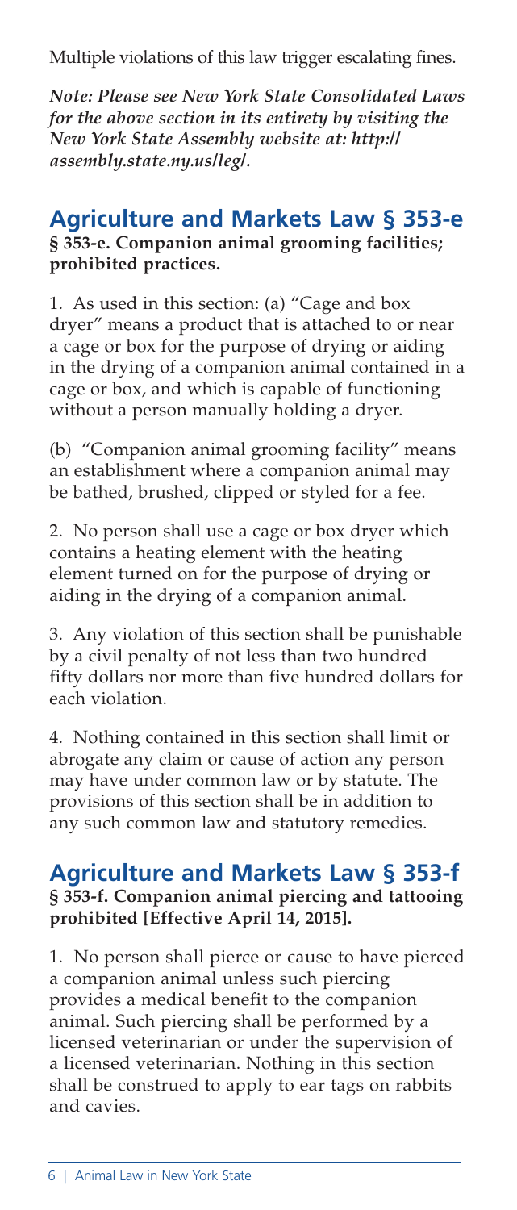Multiple violations of this law trigger escalating fines.

***Note: Please see New York State Consolidated Laws for the above section in its entirety by visiting the New York State Assembly website at: http://assembly.state.ny.us/leg/.***

## Agriculture and Markets Law § 353-e

**§ 353-e. Companion animal grooming facilities; prohibited practices.**

1. As used in this section: (a) "Cage and box dryer" means a product that is attached to or near a cage or box for the purpose of drying or aiding in the drying of a companion animal contained in a cage or box, and which is capable of functioning without a person manually holding a dryer.

(b) "Companion animal grooming facility" means an establishment where a companion animal may be bathed, brushed, clipped or styled for a fee.

2. No person shall use a cage or box dryer which contains a heating element with the heating element turned on for the purpose of drying or aiding in the drying of a companion animal.

3. Any violation of this section shall be punishable by a civil penalty of not less than two hundred fifty dollars nor more than five hundred dollars for each violation.

4. Nothing contained in this section shall limit or abrogate any claim or cause of action any person may have under common law or by statute. The provisions of this section shall be in addition to any such common law and statutory remedies.

## Agriculture and Markets Law § 353-f

**§ 353-f. Companion animal piercing and tattooing prohibited [Effective April 14, 2015].**

1. No person shall pierce or cause to have pierced a companion animal unless such piercing provides a medical benefit to the companion animal. Such piercing shall be performed by a licensed veterinarian or under the supervision of a licensed veterinarian. Nothing in this section shall be construed to apply to ear tags on rabbits and cavies.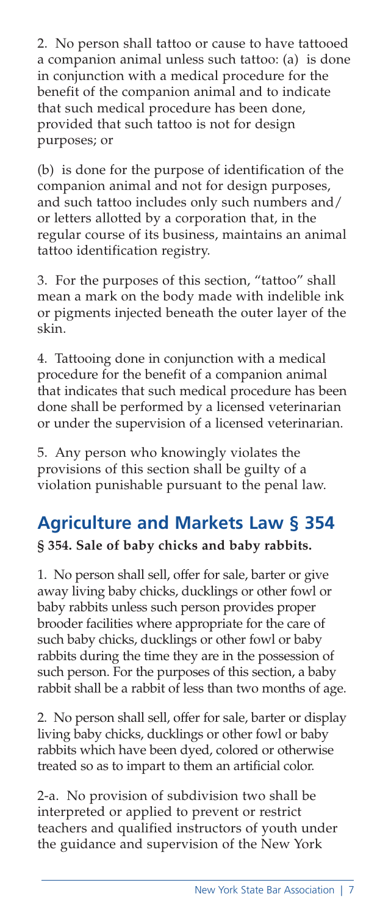2. No person shall tattoo or cause to have tattooed a companion animal unless such tattoo: (a) is done in conjunction with a medical procedure for the benefit of the companion animal and to indicate that such medical procedure has been done, provided that such tattoo is not for design purposes; or

(b) is done for the purpose of identification of the companion animal and not for design purposes, and such tattoo includes only such numbers and/or letters allotted by a corporation that, in the regular course of its business, maintains an animal tattoo identification registry.

3. For the purposes of this section, "tattoo" shall mean a mark on the body made with indelible ink or pigments injected beneath the outer layer of the skin.

4. Tattooing done in conjunction with a medical procedure for the benefit of a companion animal that indicates that such medical procedure has been done shall be performed by a licensed veterinarian or under the supervision of a licensed veterinarian.

5. Any person who knowingly violates the provisions of this section shall be guilty of a violation punishable pursuant to the penal law.

## Agriculture and Markets Law § 354

**§ 354. Sale of baby chicks and baby rabbits.**

1. No person shall sell, offer for sale, barter or give away living baby chicks, ducklings or other fowl or baby rabbits unless such person provides proper brooder facilities where appropriate for the care of such baby chicks, ducklings or other fowl or baby rabbits during the time they are in the possession of such person. For the purposes of this section, a baby rabbit shall be a rabbit of less than two months of age.

2. No person shall sell, offer for sale, barter or display living baby chicks, ducklings or other fowl or baby rabbits which have been dyed, colored or otherwise treated so as to impart to them an artificial color.

2-a. No provision of subdivision two shall be interpreted or applied to prevent or restrict teachers and qualified instructors of youth under the guidance and supervision of the New York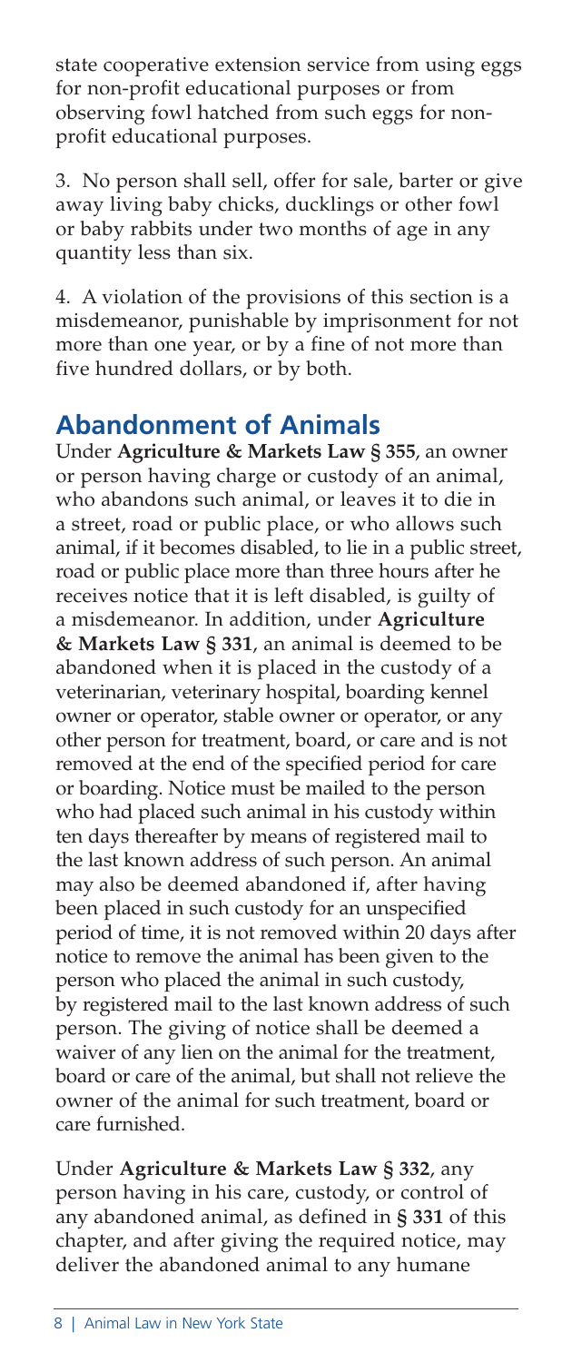state cooperative extension service from using eggs for non-profit educational purposes or from observing fowl hatched from such eggs for non-profit educational purposes.

3. No person shall sell, offer for sale, barter or give away living baby chicks, ducklings or other fowl or baby rabbits under two months of age in any quantity less than six.

4. A violation of the provisions of this section is a misdemeanor, punishable by imprisonment for not more than one year, or by a fine of not more than five hundred dollars, or by both.

## Abandonment of Animals

Under **Agriculture & Markets Law § 355**, an owner or person having charge or custody of an animal, who abandons such animal, or leaves it to die in a street, road or public place, or who allows such animal, if it becomes disabled, to lie in a public street, road or public place more than three hours after he receives notice that it is left disabled, is guilty of a misdemeanor. In addition, under **Agriculture & Markets Law § 331**, an animal is deemed to be abandoned when it is placed in the custody of a veterinarian, veterinary hospital, boarding kennel owner or operator, stable owner or operator, or any other person for treatment, board, or care and is not removed at the end of the specified period for care or boarding. Notice must be mailed to the person who had placed such animal in his custody within ten days thereafter by means of registered mail to the last known address of such person. An animal may also be deemed abandoned if, after having been placed in such custody for an unspecified period of time, it is not removed within 20 days after notice to remove the animal has been given to the person who placed the animal in such custody, by registered mail to the last known address of such person. The giving of notice shall be deemed a waiver of any lien on the animal for the treatment, board or care of the animal, but shall not relieve the owner of the animal for such treatment, board or care furnished.

Under **Agriculture & Markets Law § 332**, any person having in his care, custody, or control of any abandoned animal, as defined in **§ 331** of this chapter, and after giving the required notice, may deliver the abandoned animal to any humane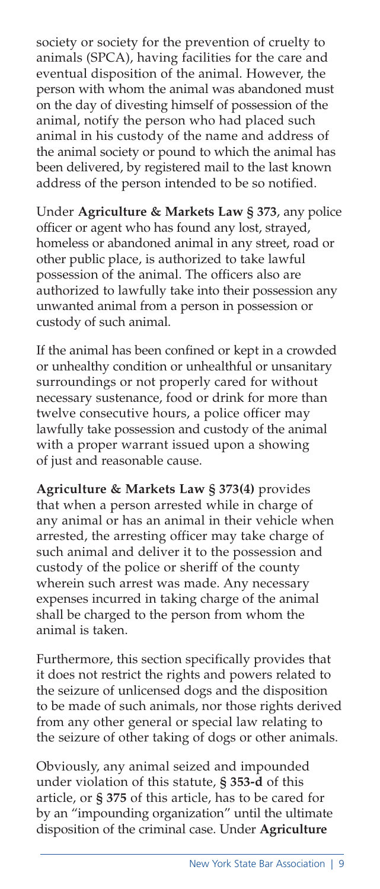society or society for the prevention of cruelty to animals (SPCA), having facilities for the care and eventual disposition of the animal. However, the person with whom the animal was abandoned must on the day of divesting himself of possession of the animal, notify the person who had placed such animal in his custody of the name and address of the animal society or pound to which the animal has been delivered, by registered mail to the last known address of the person intended to be so notified.

Under **Agriculture & Markets Law § 373**, any police officer or agent who has found any lost, strayed, homeless or abandoned animal in any street, road or other public place, is authorized to take lawful possession of the animal. The officers also are authorized to lawfully take into their possession any unwanted animal from a person in possession or custody of such animal.

If the animal has been confined or kept in a crowded or unhealthy condition or unhealthful or unsanitary surroundings or not properly cared for without necessary sustenance, food or drink for more than twelve consecutive hours, a police officer may lawfully take possession and custody of the animal with a proper warrant issued upon a showing of just and reasonable cause.

**Agriculture & Markets Law § 373(4)** provides that when a person arrested while in charge of any animal or has an animal in their vehicle when arrested, the arresting officer may take charge of such animal and deliver it to the possession and custody of the police or sheriff of the county wherein such arrest was made. Any necessary expenses incurred in taking charge of the animal shall be charged to the person from whom the animal is taken.

Furthermore, this section specifically provides that it does not restrict the rights and powers related to the seizure of unlicensed dogs and the disposition to be made of such animals, nor those rights derived from any other general or special law relating to the seizure of other taking of dogs or other animals.

Obviously, any animal seized and impounded under violation of this statute, **§ 353-d** of this article, or **§ 375** of this article, has to be cared for by an "impounding organization" until the ultimate disposition of the criminal case. Under **Agriculture**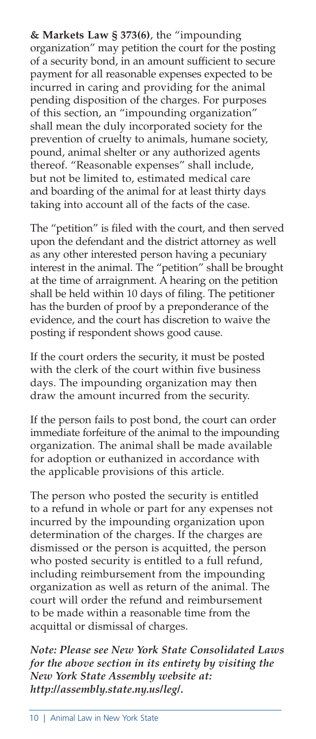**& Markets Law § 373(6)**, the "impounding organization" may petition the court for the posting of a security bond, in an amount sufficient to secure payment for all reasonable expenses expected to be incurred in caring and providing for the animal pending disposition of the charges. For purposes of this section, an "impounding organization" shall mean the duly incorporated society for the prevention of cruelty to animals, humane society, pound, animal shelter or any authorized agents thereof. "Reasonable expenses" shall include, but not be limited to, estimated medical care and boarding of the animal for at least thirty days taking into account all of the facts of the case.

The "petition" is filed with the court, and then served upon the defendant and the district attorney as well as any other interested person having a pecuniary interest in the animal. The "petition" shall be brought at the time of arraignment. A hearing on the petition shall be held within 10 days of filing. The petitioner has the burden of proof by a preponderance of the evidence, and the court has discretion to waive the posting if respondent shows good cause.

If the court orders the security, it must be posted with the clerk of the court within five business days. The impounding organization may then draw the amount incurred from the security.

If the person fails to post bond, the court can order immediate forfeiture of the animal to the impounding organization. The animal shall be made available for adoption or euthanized in accordance with the applicable provisions of this article.

The person who posted the security is entitled to a refund in whole or part for any expenses not incurred by the impounding organization upon determination of the charges. If the charges are dismissed or the person is acquitted, the person who posted security is entitled to a full refund, including reimbursement from the impounding organization as well as return of the animal. The court will order the refund and reimbursement to be made within a reasonable time from the acquittal or dismissal of charges.

***Note: Please see New York State Consolidated Laws for the above section in its entirety by visiting the New York State Assembly website at: http://assembly.state.ny.us/leg/.***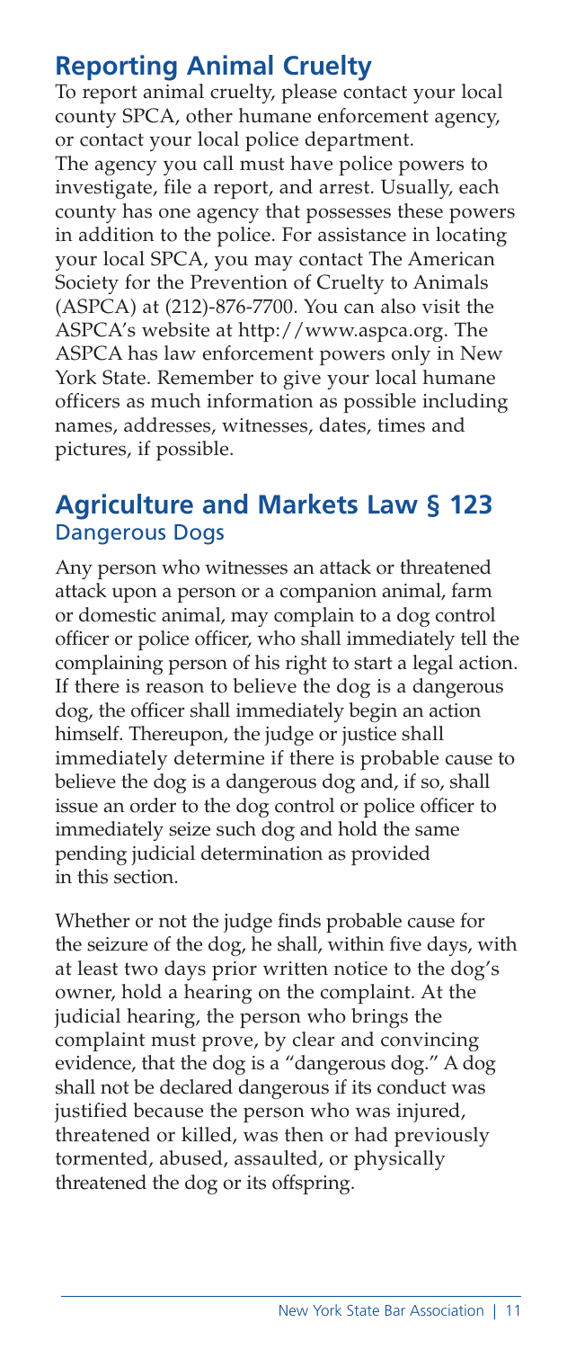## Reporting Animal Cruelty

To report animal cruelty, please contact your local county SPCA, other humane enforcement agency, or contact your local police department. The agency you call must have police powers to investigate, file a report, and arrest. Usually, each county has one agency that possesses these powers in addition to the police. For assistance in locating your local SPCA, you may contact The American Society for the Prevention of Cruelty to Animals (ASPCA) at (212)-876-7700. You can also visit the ASPCA's website at http://www.aspca.org. The ASPCA has law enforcement powers only in New York State. Remember to give your local humane officers as much information as possible including names, addresses, witnesses, dates, times and pictures, if possible.

## Agriculture and Markets Law § 123

### Dangerous Dogs

Any person who witnesses an attack or threatened attack upon a person or a companion animal, farm or domestic animal, may complain to a dog control officer or police officer, who shall immediately tell the complaining person of his right to start a legal action. If there is reason to believe the dog is a dangerous dog, the officer shall immediately begin an action himself. Thereupon, the judge or justice shall immediately determine if there is probable cause to believe the dog is a dangerous dog and, if so, shall issue an order to the dog control or police officer to immediately seize such dog and hold the same pending judicial determination as provided in this section.

Whether or not the judge finds probable cause for the seizure of the dog, he shall, within five days, with at least two days prior written notice to the dog's owner, hold a hearing on the complaint. At the judicial hearing, the person who brings the complaint must prove, by clear and convincing evidence, that the dog is a "dangerous dog." A dog shall not be declared dangerous if its conduct was justified because the person who was injured, threatened or killed, was then or had previously tormented, abused, assaulted, or physically threatened the dog or its offspring.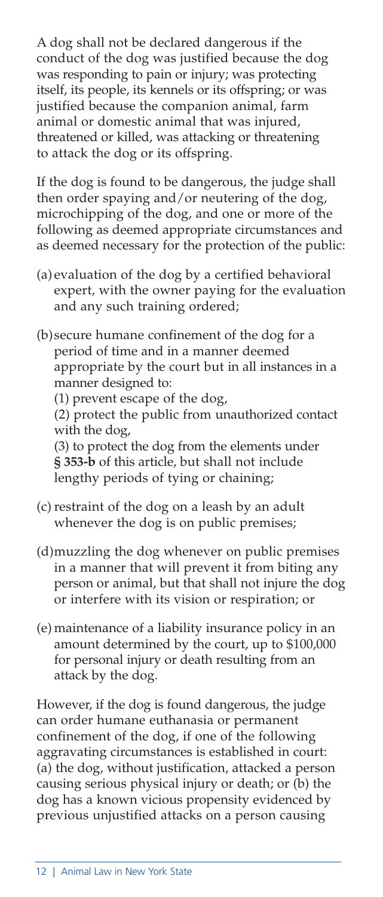A dog shall not be declared dangerous if the conduct of the dog was justified because the dog was responding to pain or injury; was protecting itself, its people, its kennels or its offspring; or was justified because the companion animal, farm animal or domestic animal that was injured, threatened or killed, was attacking or threatening to attack the dog or its offspring.

If the dog is found to be dangerous, the judge shall then order spaying and/or neutering of the dog, microchipping of the dog, and one or more of the following as deemed appropriate circumstances and as deemed necessary for the protection of the public:

(a) evaluation of the dog by a certified behavioral expert, with the owner paying for the evaluation and any such training ordered;

(b) secure humane confinement of the dog for a period of time and in a manner deemed appropriate by the court but in all instances in a manner designed to:
(1) prevent escape of the dog,
(2) protect the public from unauthorized contact with the dog,
(3) to protect the dog from the elements under **§ 353-b** of this article, but shall not include lengthy periods of tying or chaining;

(c) restraint of the dog on a leash by an adult whenever the dog is on public premises;

(d) muzzling the dog whenever on public premises in a manner that will prevent it from biting any person or animal, but that shall not injure the dog or interfere with its vision or respiration; or

(e) maintenance of a liability insurance policy in an amount determined by the court, up to $100,000 for personal injury or death resulting from an attack by the dog.

However, if the dog is found dangerous, the judge can order humane euthanasia or permanent confinement of the dog, if one of the following aggravating circumstances is established in court: (a) the dog, without justification, attacked a person causing serious physical injury or death; or (b) the dog has a known vicious propensity evidenced by previous unjustified attacks on a person causing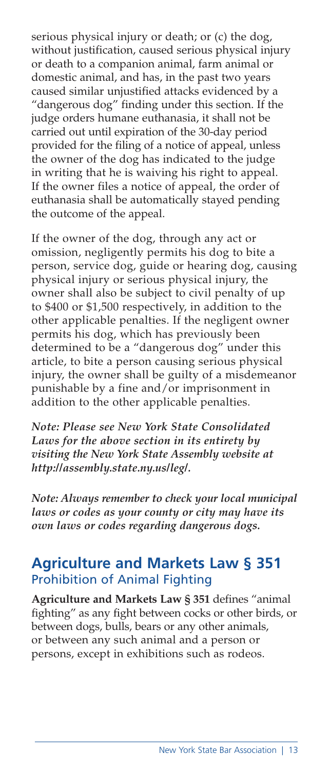serious physical injury or death; or (c) the dog, without justification, caused serious physical injury or death to a companion animal, farm animal or domestic animal, and has, in the past two years caused similar unjustified attacks evidenced by a "dangerous dog" finding under this section. If the judge orders humane euthanasia, it shall not be carried out until expiration of the 30-day period provided for the filing of a notice of appeal, unless the owner of the dog has indicated to the judge in writing that he is waiving his right to appeal. If the owner files a notice of appeal, the order of euthanasia shall be automatically stayed pending the outcome of the appeal.

If the owner of the dog, through any act or omission, negligently permits his dog to bite a person, service dog, guide or hearing dog, causing physical injury or serious physical injury, the owner shall also be subject to civil penalty of up to $400 or $1,500 respectively, in addition to the other applicable penalties. If the negligent owner permits his dog, which has previously been determined to be a "dangerous dog" under this article, to bite a person causing serious physical injury, the owner shall be guilty of a misdemeanor punishable by a fine and/or imprisonment in addition to the other applicable penalties.

***Note: Please see New York State Consolidated Laws for the above section in its entirety by visiting the New York State Assembly website at http://assembly.state.ny.us/leg/.***

***Note: Always remember to check your local municipal laws or codes as your county or city may have its own laws or codes regarding dangerous dogs.***

## Agriculture and Markets Law § 351

### Prohibition of Animal Fighting

**Agriculture and Markets Law § 351** defines "animal fighting" as any fight between cocks or other birds, or between dogs, bulls, bears or any other animals, or between any such animal and a person or persons, except in exhibitions such as rodeos.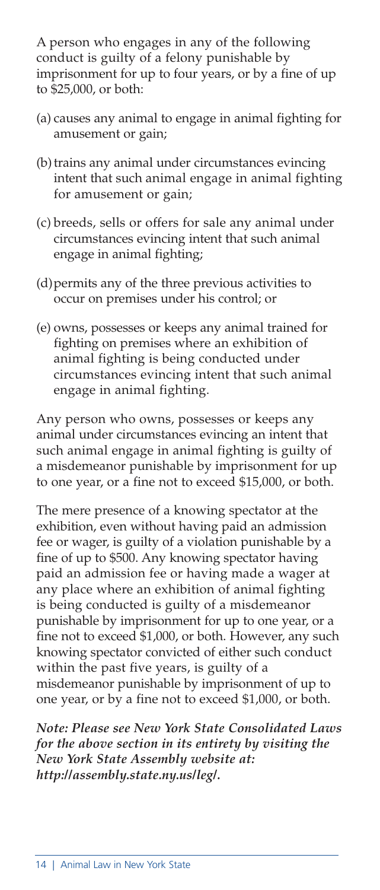A person who engages in any of the following conduct is guilty of a felony punishable by imprisonment for up to four years, or by a fine of up to $25,000, or both:

(a) causes any animal to engage in animal fighting for amusement or gain;

(b) trains any animal under circumstances evincing intent that such animal engage in animal fighting for amusement or gain;

(c) breeds, sells or offers for sale any animal under circumstances evincing intent that such animal engage in animal fighting;

(d) permits any of the three previous activities to occur on premises under his control; or

(e) owns, possesses or keeps any animal trained for fighting on premises where an exhibition of animal fighting is being conducted under circumstances evincing intent that such animal engage in animal fighting.

Any person who owns, possesses or keeps any animal under circumstances evincing an intent that such animal engage in animal fighting is guilty of a misdemeanor punishable by imprisonment for up to one year, or a fine not to exceed $15,000, or both.

The mere presence of a knowing spectator at the exhibition, even without having paid an admission fee or wager, is guilty of a violation punishable by a fine of up to $500. Any knowing spectator having paid an admission fee or having made a wager at any place where an exhibition of animal fighting is being conducted is guilty of a misdemeanor punishable by imprisonment for up to one year, or a fine not to exceed $1,000, or both. However, any such knowing spectator convicted of either such conduct within the past five years, is guilty of a misdemeanor punishable by imprisonment of up to one year, or by a fine not to exceed $1,000, or both.

***Note: Please see New York State Consolidated Laws for the above section in its entirety by visiting the New York State Assembly website at: http://assembly.state.ny.us/leg/.***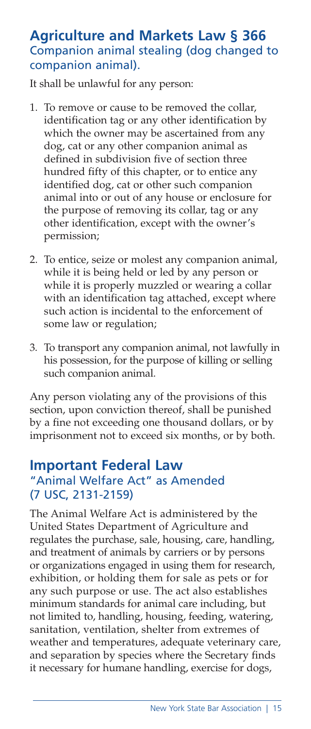## Agriculture and Markets Law § 366

### Companion animal stealing (dog changed to companion animal).

It shall be unlawful for any person:

1. To remove or cause to be removed the collar, identification tag or any other identification by which the owner may be ascertained from any dog, cat or any other companion animal as defined in subdivision five of section three hundred fifty of this chapter, or to entice any identified dog, cat or other such companion animal into or out of any house or enclosure for the purpose of removing its collar, tag or any other identification, except with the owner's permission;

2. To entice, seize or molest any companion animal, while it is being held or led by any person or while it is properly muzzled or wearing a collar with an identification tag attached, except where such action is incidental to the enforcement of some law or regulation;

3. To transport any companion animal, not lawfully in his possession, for the purpose of killing or selling such companion animal.

Any person violating any of the provisions of this section, upon conviction thereof, shall be punished by a fine not exceeding one thousand dollars, or by imprisonment not to exceed six months, or by both.

## Important Federal Law

### "Animal Welfare Act" as Amended (7 USC, 2131-2159)

The Animal Welfare Act is administered by the United States Department of Agriculture and regulates the purchase, sale, housing, care, handling, and treatment of animals by carriers or by persons or organizations engaged in using them for research, exhibition, or holding them for sale as pets or for any such purpose or use. The act also establishes minimum standards for animal care including, but not limited to, handling, housing, feeding, watering, sanitation, ventilation, shelter from extremes of weather and temperatures, adequate veterinary care, and separation by species where the Secretary finds it necessary for humane handling, exercise for dogs,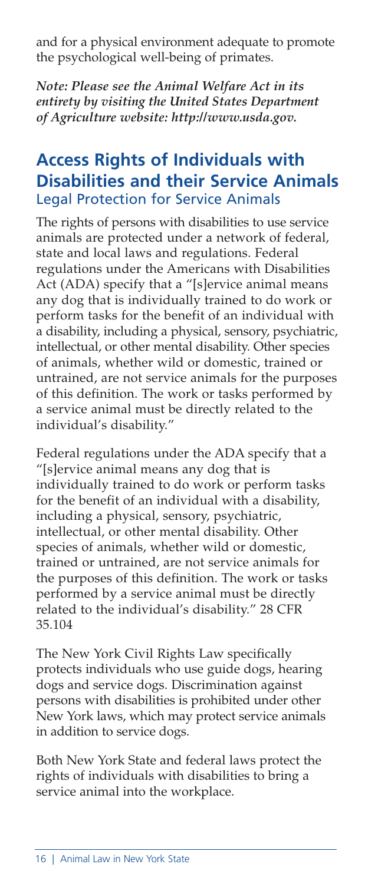and for a physical environment adequate to promote the psychological well-being of primates.

***Note: Please see the Animal Welfare Act in its entirety by visiting the United States Department of Agriculture website: http://www.usda.gov.***

## Access Rights of Individuals with Disabilities and their Service Animals

### Legal Protection for Service Animals

The rights of persons with disabilities to use service animals are protected under a network of federal, state and local laws and regulations. Federal regulations under the Americans with Disabilities Act (ADA) specify that a "[s]ervice animal means any dog that is individually trained to do work or perform tasks for the benefit of an individual with a disability, including a physical, sensory, psychiatric, intellectual, or other mental disability. Other species of animals, whether wild or domestic, trained or untrained, are not service animals for the purposes of this definition. The work or tasks performed by a service animal must be directly related to the individual's disability."

Federal regulations under the ADA specify that a "[s]ervice animal means any dog that is individually trained to do work or perform tasks for the benefit of an individual with a disability, including a physical, sensory, psychiatric, intellectual, or other mental disability. Other species of animals, whether wild or domestic, trained or untrained, are not service animals for the purposes of this definition. The work or tasks performed by a service animal must be directly related to the individual's disability." 28 CFR 35.104

The New York Civil Rights Law specifically protects individuals who use guide dogs, hearing dogs and service dogs. Discrimination against persons with disabilities is prohibited under other New York laws, which may protect service animals in addition to service dogs.

Both New York State and federal laws protect the rights of individuals with disabilities to bring a service animal into the workplace.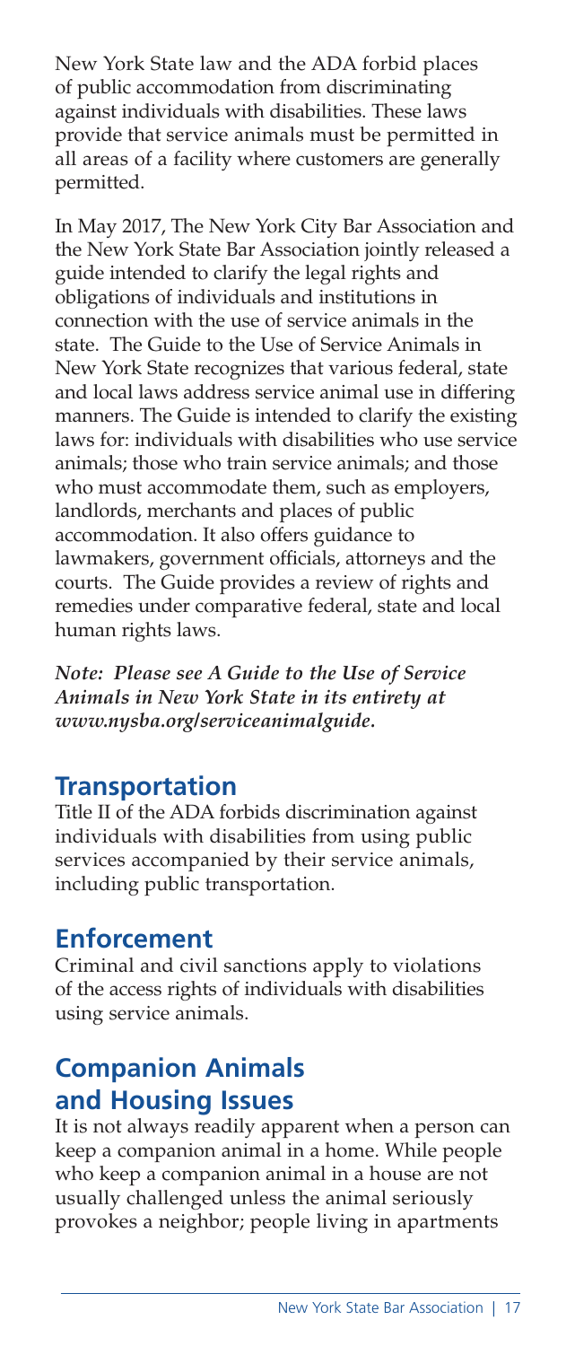New York State law and the ADA forbid places of public accommodation from discriminating against individuals with disabilities. These laws provide that service animals must be permitted in all areas of a facility where customers are generally permitted.

In May 2017, The New York City Bar Association and the New York State Bar Association jointly released a guide intended to clarify the legal rights and obligations of individuals and institutions in connection with the use of service animals in the state. The Guide to the Use of Service Animals in New York State recognizes that various federal, state and local laws address service animal use in differing manners. The Guide is intended to clarify the existing laws for: individuals with disabilities who use service animals; those who train service animals; and those who must accommodate them, such as employers, landlords, merchants and places of public accommodation. It also offers guidance to lawmakers, government officials, attorneys and the courts. The Guide provides a review of rights and remedies under comparative federal, state and local human rights laws.

***Note: Please see A Guide to the Use of Service Animals in New York State in its entirety at www.nysba.org/serviceanimalguide.***

## Transportation

Title II of the ADA forbids discrimination against individuals with disabilities from using public services accompanied by their service animals, including public transportation.

## Enforcement

Criminal and civil sanctions apply to violations of the access rights of individuals with disabilities using service animals.

## Companion Animals and Housing Issues

It is not always readily apparent when a person can keep a companion animal in a home. While people who keep a companion animal in a house are not usually challenged unless the animal seriously provokes a neighbor; people living in apartments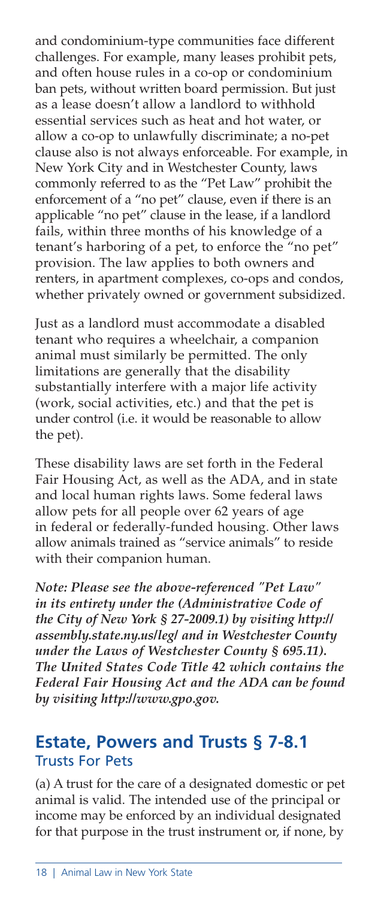and condominium-type communities face different challenges. For example, many leases prohibit pets, and often house rules in a co-op or condominium ban pets, without written board permission. But just as a lease doesn't allow a landlord to withhold essential services such as heat and hot water, or allow a co-op to unlawfully discriminate; a no-pet clause also is not always enforceable. For example, in New York City and in Westchester County, laws commonly referred to as the "Pet Law" prohibit the enforcement of a "no pet" clause, even if there is an applicable "no pet" clause in the lease, if a landlord fails, within three months of his knowledge of a tenant's harboring of a pet, to enforce the "no pet" provision. The law applies to both owners and renters, in apartment complexes, co-ops and condos, whether privately owned or government subsidized.

Just as a landlord must accommodate a disabled tenant who requires a wheelchair, a companion animal must similarly be permitted. The only limitations are generally that the disability substantially interfere with a major life activity (work, social activities, etc.) and that the pet is under control (i.e. it would be reasonable to allow the pet).

These disability laws are set forth in the Federal Fair Housing Act, as well as the ADA, and in state and local human rights laws. Some federal laws allow pets for all people over 62 years of age in federal or federally-funded housing. Other laws allow animals trained as "service animals" to reside with their companion human.

***Note: Please see the above-referenced "Pet Law" in its entirety under the (Administrative Code of the City of New York § 27-2009.1) by visiting http://assembly.state.ny.us/leg/ and in Westchester County under the Laws of Westchester County § 695.11). The United States Code Title 42 which contains the Federal Fair Housing Act and the ADA can be found by visiting http://www.gpo.gov.***

## Estate, Powers and Trusts § 7-8.1

### Trusts For Pets

(a) A trust for the care of a designated domestic or pet animal is valid. The intended use of the principal or income may be enforced by an individual designated for that purpose in the trust instrument or, if none, by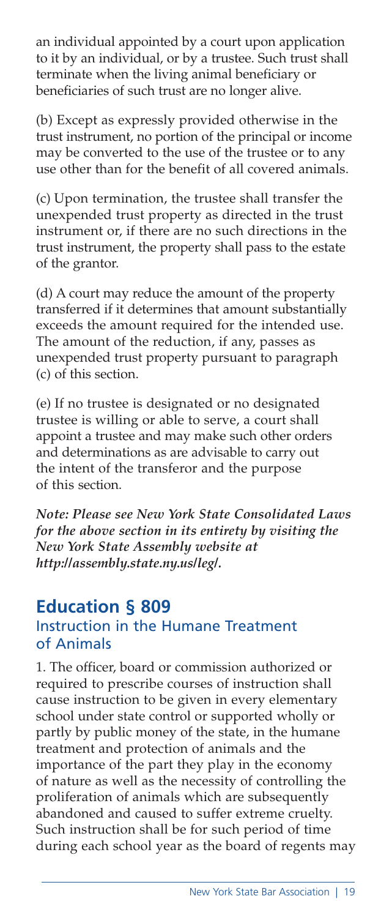an individual appointed by a court upon application to it by an individual, or by a trustee. Such trust shall terminate when the living animal beneficiary or beneficiaries of such trust are no longer alive.

(b) Except as expressly provided otherwise in the trust instrument, no portion of the principal or income may be converted to the use of the trustee or to any use other than for the benefit of all covered animals.

(c) Upon termination, the trustee shall transfer the unexpended trust property as directed in the trust instrument or, if there are no such directions in the trust instrument, the property shall pass to the estate of the grantor.

(d) A court may reduce the amount of the property transferred if it determines that amount substantially exceeds the amount required for the intended use. The amount of the reduction, if any, passes as unexpended trust property pursuant to paragraph (c) of this section.

(e) If no trustee is designated or no designated trustee is willing or able to serve, a court shall appoint a trustee and may make such other orders and determinations as are advisable to carry out the intent of the transferor and the purpose of this section.

***Note: Please see New York State Consolidated Laws for the above section in its entirety by visiting the New York State Assembly website at http://assembly.state.ny.us/leg/.***

## Education § 809

### Instruction in the Humane Treatment of Animals

1. The officer, board or commission authorized or required to prescribe courses of instruction shall cause instruction to be given in every elementary school under state control or supported wholly or partly by public money of the state, in the humane treatment and protection of animals and the importance of the part they play in the economy of nature as well as the necessity of controlling the proliferation of animals which are subsequently abandoned and caused to suffer extreme cruelty. Such instruction shall be for such period of time during each school year as the board of regents may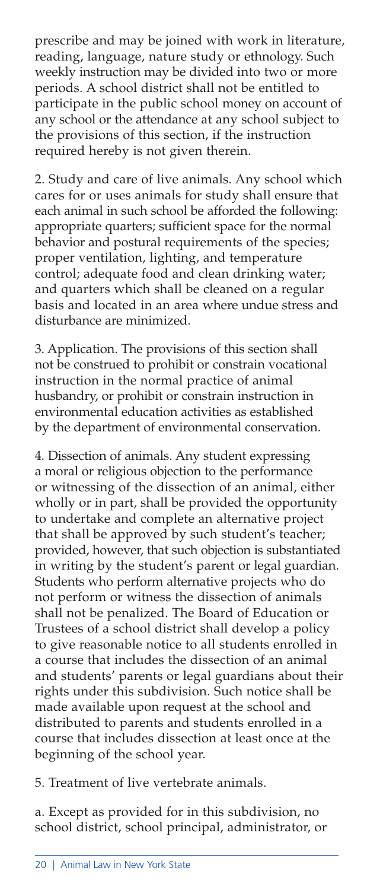prescribe and may be joined with work in literature, reading, language, nature study or ethnology. Such weekly instruction may be divided into two or more periods. A school district shall not be entitled to participate in the public school money on account of any school or the attendance at any school subject to the provisions of this section, if the instruction required hereby is not given therein.

2. Study and care of live animals. Any school which cares for or uses animals for study shall ensure that each animal in such school be afforded the following: appropriate quarters; sufficient space for the normal behavior and postural requirements of the species; proper ventilation, lighting, and temperature control; adequate food and clean drinking water; and quarters which shall be cleaned on a regular basis and located in an area where undue stress and disturbance are minimized.

3. Application. The provisions of this section shall not be construed to prohibit or constrain vocational instruction in the normal practice of animal husbandry, or prohibit or constrain instruction in environmental education activities as established by the department of environmental conservation.

4. Dissection of animals. Any student expressing a moral or religious objection to the performance or witnessing of the dissection of an animal, either wholly or in part, shall be provided the opportunity to undertake and complete an alternative project that shall be approved by such student's teacher; provided, however, that such objection is substantiated in writing by the student's parent or legal guardian. Students who perform alternative projects who do not perform or witness the dissection of animals shall not be penalized. The Board of Education or Trustees of a school district shall develop a policy to give reasonable notice to all students enrolled in a course that includes the dissection of an animal and students' parents or legal guardians about their rights under this subdivision. Such notice shall be made available upon request at the school and distributed to parents and students enrolled in a course that includes dissection at least once at the beginning of the school year.

5. Treatment of live vertebrate animals.

a. Except as provided for in this subdivision, no school district, school principal, administrator, or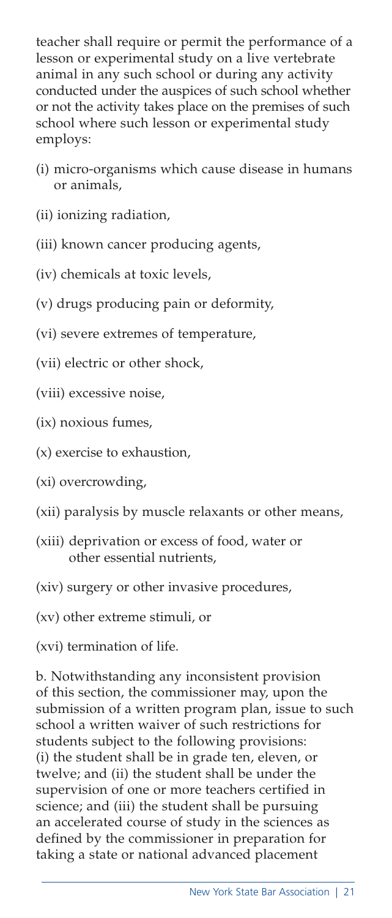teacher shall require or permit the performance of a lesson or experimental study on a live vertebrate animal in any such school or during any activity conducted under the auspices of such school whether or not the activity takes place on the premises of such school where such lesson or experimental study employs:

(i) micro-organisms which cause disease in humans or animals,

(ii) ionizing radiation,

(iii) known cancer producing agents,

(iv) chemicals at toxic levels,

(v) drugs producing pain or deformity,

(vi) severe extremes of temperature,

(vii) electric or other shock,

(viii) excessive noise,

(ix) noxious fumes,

(x) exercise to exhaustion,

(xi) overcrowding,

(xii) paralysis by muscle relaxants or other means,

(xiii) deprivation or excess of food, water or other essential nutrients,

(xiv) surgery or other invasive procedures,

(xv) other extreme stimuli, or

(xvi) termination of life.

b. Notwithstanding any inconsistent provision of this section, the commissioner may, upon the submission of a written program plan, issue to such school a written waiver of such restrictions for students subject to the following provisions: (i) the student shall be in grade ten, eleven, or twelve; and (ii) the student shall be under the supervision of one or more teachers certified in science; and (iii) the student shall be pursuing an accelerated course of study in the sciences as defined by the commissioner in preparation for taking a state or national advanced placement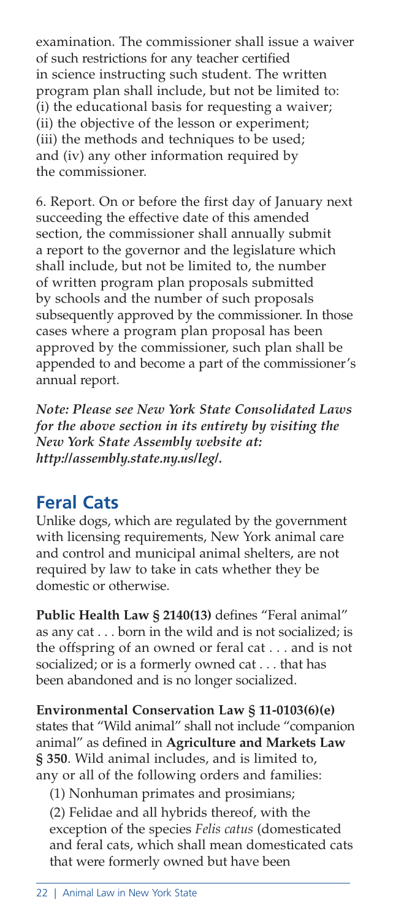examination. The commissioner shall issue a waiver of such restrictions for any teacher certified in science instructing such student. The written program plan shall include, but not be limited to: (i) the educational basis for requesting a waiver; (ii) the objective of the lesson or experiment; (iii) the methods and techniques to be used; and (iv) any other information required by the commissioner.

6. Report. On or before the first day of January next succeeding the effective date of this amended section, the commissioner shall annually submit a report to the governor and the legislature which shall include, but not be limited to, the number of written program plan proposals submitted by schools and the number of such proposals subsequently approved by the commissioner. In those cases where a program plan proposal has been approved by the commissioner, such plan shall be appended to and become a part of the commissioner's annual report.

***Note: Please see New York State Consolidated Laws for the above section in its entirety by visiting the New York State Assembly website at: http://assembly.state.ny.us/leg/.***

## Feral Cats

Unlike dogs, which are regulated by the government with licensing requirements, New York animal care and control and municipal animal shelters, are not required by law to take in cats whether they be domestic or otherwise.

**Public Health Law § 2140(13)** defines "Feral animal" as any cat . . . born in the wild and is not socialized; is the offspring of an owned or feral cat . . . and is not socialized; or is a formerly owned cat . . . that has been abandoned and is no longer socialized.

**Environmental Conservation Law § 11-0103(6)(e)** states that "Wild animal" shall not include "companion animal" as defined in **Agriculture and Markets Law § 350**. Wild animal includes, and is limited to, any or all of the following orders and families:

(1) Nonhuman primates and prosimians;

(2) Felidae and all hybrids thereof, with the exception of the species *Felis catus* (domesticated and feral cats, which shall mean domesticated cats that were formerly owned but have been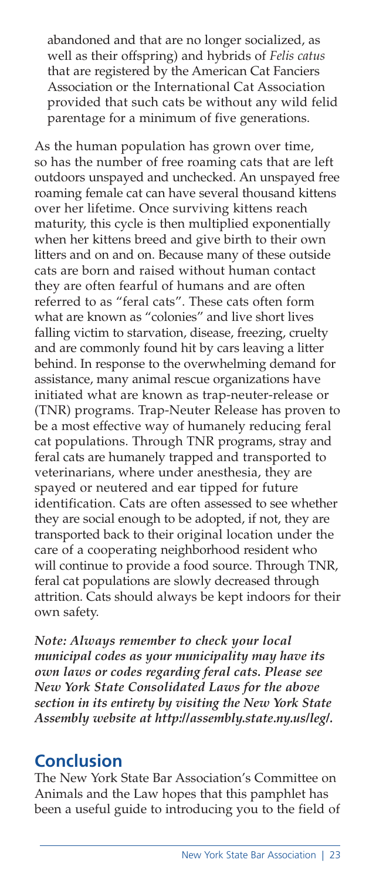abandoned and that are no longer socialized, as well as their offspring) and hybrids of *Felis catus* that are registered by the American Cat Fanciers Association or the International Cat Association provided that such cats be without any wild felid parentage for a minimum of five generations.

As the human population has grown over time, so has the number of free roaming cats that are left outdoors unspayed and unchecked. An unspayed free roaming female cat can have several thousand kittens over her lifetime. Once surviving kittens reach maturity, this cycle is then multiplied exponentially when her kittens breed and give birth to their own litters and on and on. Because many of these outside cats are born and raised without human contact they are often fearful of humans and are often referred to as "feral cats". These cats often form what are known as "colonies" and live short lives falling victim to starvation, disease, freezing, cruelty and are commonly found hit by cars leaving a litter behind. In response to the overwhelming demand for assistance, many animal rescue organizations have initiated what are known as trap-neuter-release or (TNR) programs. Trap-Neuter Release has proven to be a most effective way of humanely reducing feral cat populations. Through TNR programs, stray and feral cats are humanely trapped and transported to veterinarians, where under anesthesia, they are spayed or neutered and ear tipped for future identification. Cats are often assessed to see whether they are social enough to be adopted, if not, they are transported back to their original location under the care of a cooperating neighborhood resident who will continue to provide a food source. Through TNR, feral cat populations are slowly decreased through attrition. Cats should always be kept indoors for their own safety.

***Note: Always remember to check your local municipal codes as your municipality may have its own laws or codes regarding feral cats. Please see New York State Consolidated Laws for the above section in its entirety by visiting the New York State Assembly website at http://assembly.state.ny.us/leg/.***

## Conclusion

The New York State Bar Association's Committee on Animals and the Law hopes that this pamphlet has been a useful guide to introducing you to the field of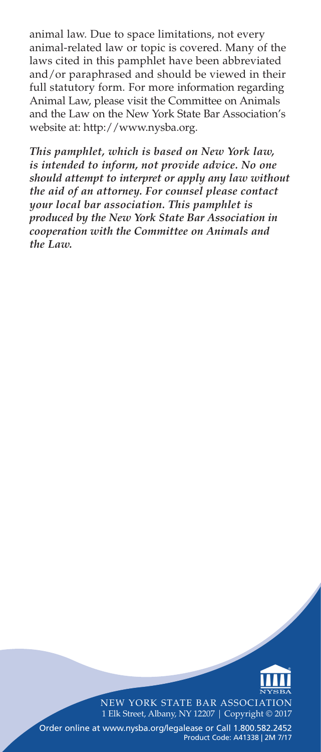animal law. Due to space limitations, not every animal-related law or topic is covered. Many of the laws cited in this pamphlet have been abbreviated and/or paraphrased and should be viewed in their full statutory form. For more information regarding Animal Law, please visit the Committee on Animals and the Law on the New York State Bar Association's website at: http://www.nysba.org.

***This pamphlet, which is based on New York law, is intended to inform, not provide advice. No one should attempt to interpret or apply any law without the aid of an attorney. For counsel please contact your local bar association. This pamphlet is produced by the New York State Bar Association in cooperation with the Committee on Animals and the Law.***

NYSBA

NEW YORK STATE BAR ASSOCIATION
1 Elk Street, Albany, NY 12207 | Copyright © 2017

Order online at www.nysba.org/legalease or Call 1.800.582.2452
Product Code: A41338 | 2M 7/17